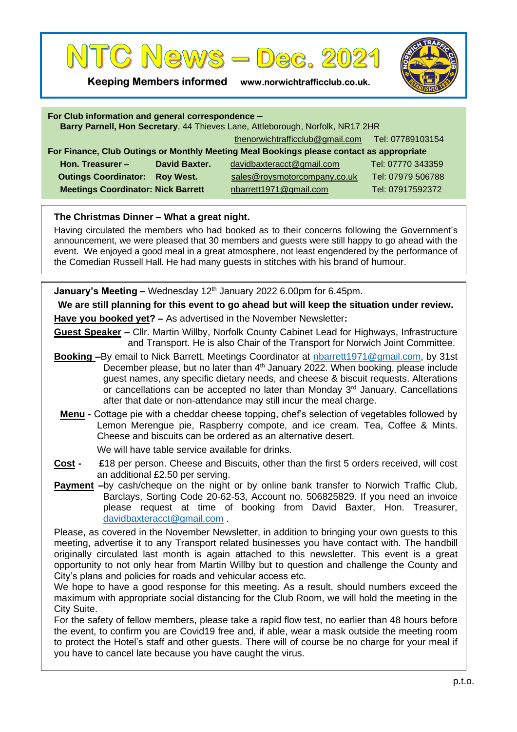# NTC News – Dec. 2021

**Keeping Members informed** www.norwichtrafficclub.co.uk.

**For Club information and general correspondence –**
**Barry Parnell, Hon Secretary**, 44 Thieves Lane, Attleborough, Norfolk, NR17 2HR
thenorwichtrafficclub@gmail.com Tel: 07789103154

**For Finance, Club Outings or Monthly Meeting Meal Bookings please contact as appropriate**

| | | | |
|---|---|---|---|
| **Hon. Treasurer –** | **David Baxter.** | davidbaxteracct@gmail.com | Tel: 07770 343359 |
| **Outings Coordinator:** | **Roy West.** | sales@roysmotorcompany.co.uk | Tel: 07979 506788 |
| **Meetings Coordinator:** | **Nick Barrett** | nbarrett1971@gmail.com | Tel: 07917592372 |

## The Christmas Dinner – What a great night.

Having circulated the members who had booked as to their concerns following the Government's announcement, we were pleased that 30 members and guests were still happy to go ahead with the event. We enjoyed a good meal in a great atmosphere, not least engendered by the performance of the Comedian Russell Hall. He had many guests in stitches with his brand of humour.

**January's Meeting –** Wednesday 12th January 2022 6.00pm for 6.45pm.

**We are still planning for this event to go ahead but will keep the situation under review.**

**Have you booked yet? –** As advertised in the November Newsletter**:**

**Guest Speaker –** Cllr. Martin Willby, Norfolk County Cabinet Lead for Highways, Infrastructure and Transport. He is also Chair of the Transport for Norwich Joint Committee.

**Booking –**By email to Nick Barrett, Meetings Coordinator at nbarrett1971@gmail.com, by 31st December please, but no later than 4th January 2022. When booking, please include guest names, any specific dietary needs, and cheese & biscuit requests. Alterations or cancellations can be accepted no later than Monday 3rd January. Cancellations after that date or non-attendance may still incur the meal charge.

**Menu -** Cottage pie with a cheddar cheese topping, chef's selection of vegetables followed by Lemon Merengue pie, Raspberry compote, and ice cream. Tea, Coffee & Mints. Cheese and biscuits can be ordered as an alternative desert.

We will have table service available for drinks.

**Cost -** **£**18 per person. Cheese and Biscuits, other than the first 5 orders received, will cost an additional £2.50 per serving.

**Payment –**by cash/cheque on the night or by online bank transfer to Norwich Traffic Club, Barclays, Sorting Code 20-62-53, Account no. 506825829. If you need an invoice please request at time of booking from David Baxter, Hon. Treasurer, davidbaxteracct@gmail.com .

Please, as covered in the November Newsletter, in addition to bringing your own guests to this meeting, advertise it to any Transport related businesses you have contact with. The handbill originally circulated last month is again attached to this newsletter. This event is a great opportunity to not only hear from Martin Willby but to question and challenge the County and City's plans and policies for roads and vehicular access etc.

We hope to have a good response for this meeting. As a result, should numbers exceed the maximum with appropriate social distancing for the Club Room, we will hold the meeting in the City Suite.

For the safety of fellow members, please take a rapid flow test, no earlier than 48 hours before the event, to confirm you are Covid19 free and, if able, wear a mask outside the meeting room to protect the Hotel's staff and other guests. There will of course be no charge for your meal if you have to cancel late because you have caught the virus.

p.t.o.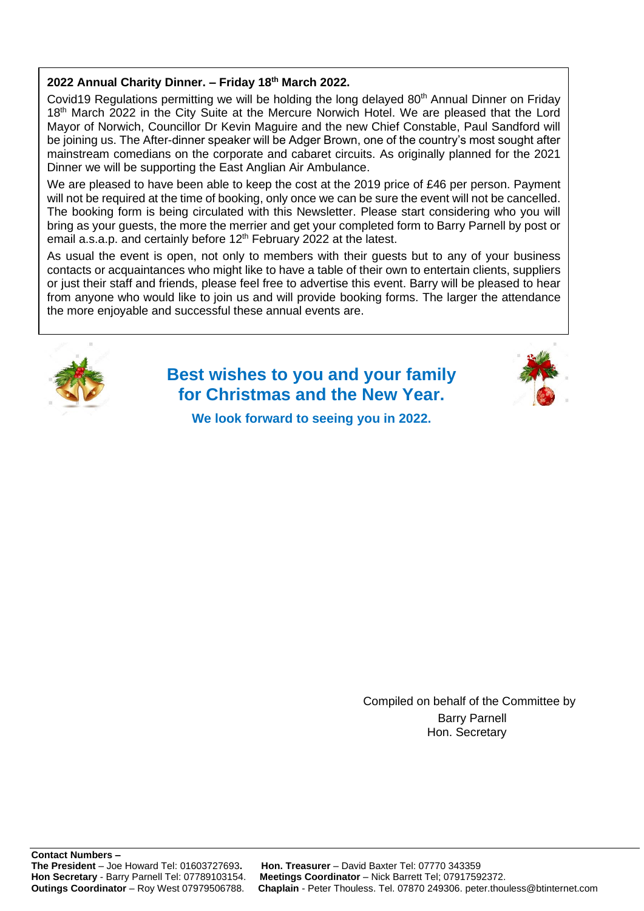**2022 Annual Charity Dinner. – Friday 18th March 2022.**

Covid19 Regulations permitting we will be holding the long delayed 80th Annual Dinner on Friday 18th March 2022 in the City Suite at the Mercure Norwich Hotel. We are pleased that the Lord Mayor of Norwich, Councillor Dr Kevin Maguire and the new Chief Constable, Paul Sandford will be joining us. The After-dinner speaker will be Adger Brown, one of the country's most sought after mainstream comedians on the corporate and cabaret circuits. As originally planned for the 2021 Dinner we will be supporting the East Anglian Air Ambulance.

We are pleased to have been able to keep the cost at the 2019 price of £46 per person. Payment will not be required at the time of booking, only once we can be sure the event will not be cancelled. The booking form is being circulated with this Newsletter. Please start considering who you will bring as your guests, the more the merrier and get your completed form to Barry Parnell by post or email a.s.a.p. and certainly before 12th February 2022 at the latest.

As usual the event is open, not only to members with their guests but to any of your business contacts or acquaintances who might like to have a table of their own to entertain clients, suppliers or just their staff and friends, please feel free to advertise this event. Barry will be pleased to hear from anyone who would like to join us and will provide booking forms. The larger the attendance the more enjoyable and successful these annual events are.

## Best wishes to you and your family for Christmas and the New Year.

**We look forward to seeing you in 2022.**

Compiled on behalf of the Committee by
Barry Parnell
Hon. Secretary

**Contact Numbers –**
**The President** – Joe Howard Tel: 01603727693.
**Hon Secretary** - Barry Parnell Tel: 07789103154.
**Outings Coordinator** – Roy West 07979506788.
**Hon. Treasurer** – David Baxter Tel: 07770 343359
**Meetings Coordinator** – Nick Barrett Tel; 07917592372.
**Chaplain** - Peter Thouless. Tel. 07870 249306. peter.thouless@btinternet.com